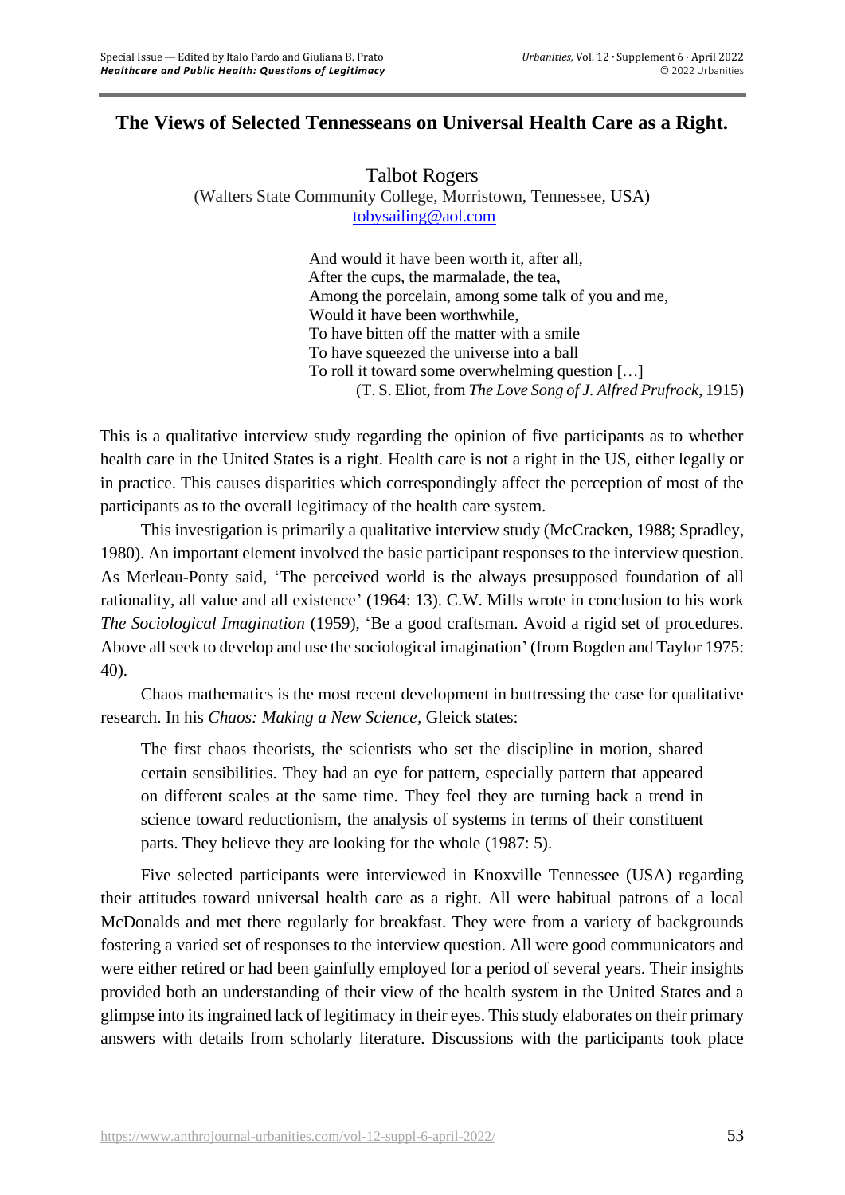# The Views of Selected Tennesseans on Universal Health Care as a Right.

Talbot Rogers
(Walters State Community College, Morristown, Tennessee, USA)
tobysailing@aol.com

> And would it have been worth it, after all,
> After the cups, the marmalade, the tea,
> Among the porcelain, among some talk of you and me,
> Would it have been worthwhile,
> To have bitten off the matter with a smile
> To have squeezed the universe into a ball
> To roll it toward some overwhelming question […]
> (T. S. Eliot, from *The Love Song of J. Alfred Prufrock*, 1915)

This is a qualitative interview study regarding the opinion of five participants as to whether health care in the United States is a right. Health care is not a right in the US, either legally or in practice. This causes disparities which correspondingly affect the perception of most of the participants as to the overall legitimacy of the health care system.

This investigation is primarily a qualitative interview study (McCracken, 1988; Spradley, 1980). An important element involved the basic participant responses to the interview question. As Merleau-Ponty said, 'The perceived world is the always presupposed foundation of all rationality, all value and all existence' (1964: 13). C.W. Mills wrote in conclusion to his work *The Sociological Imagination* (1959), 'Be a good craftsman. Avoid a rigid set of procedures. Above all seek to develop and use the sociological imagination' (from Bogden and Taylor 1975: 40).

Chaos mathematics is the most recent development in buttressing the case for qualitative research. In his *Chaos: Making a New Science*, Gleick states:

> The first chaos theorists, the scientists who set the discipline in motion, shared certain sensibilities. They had an eye for pattern, especially pattern that appeared on different scales at the same time. They feel they are turning back a trend in science toward reductionism, the analysis of systems in terms of their constituent parts. They believe they are looking for the whole (1987: 5).

Five selected participants were interviewed in Knoxville Tennessee (USA) regarding their attitudes toward universal health care as a right. All were habitual patrons of a local McDonalds and met there regularly for breakfast. They were from a variety of backgrounds fostering a varied set of responses to the interview question. All were good communicators and were either retired or had been gainfully employed for a period of several years. Their insights provided both an understanding of their view of the health system in the United States and a glimpse into its ingrained lack of legitimacy in their eyes. This study elaborates on their primary answers with details from scholarly literature. Discussions with the participants took place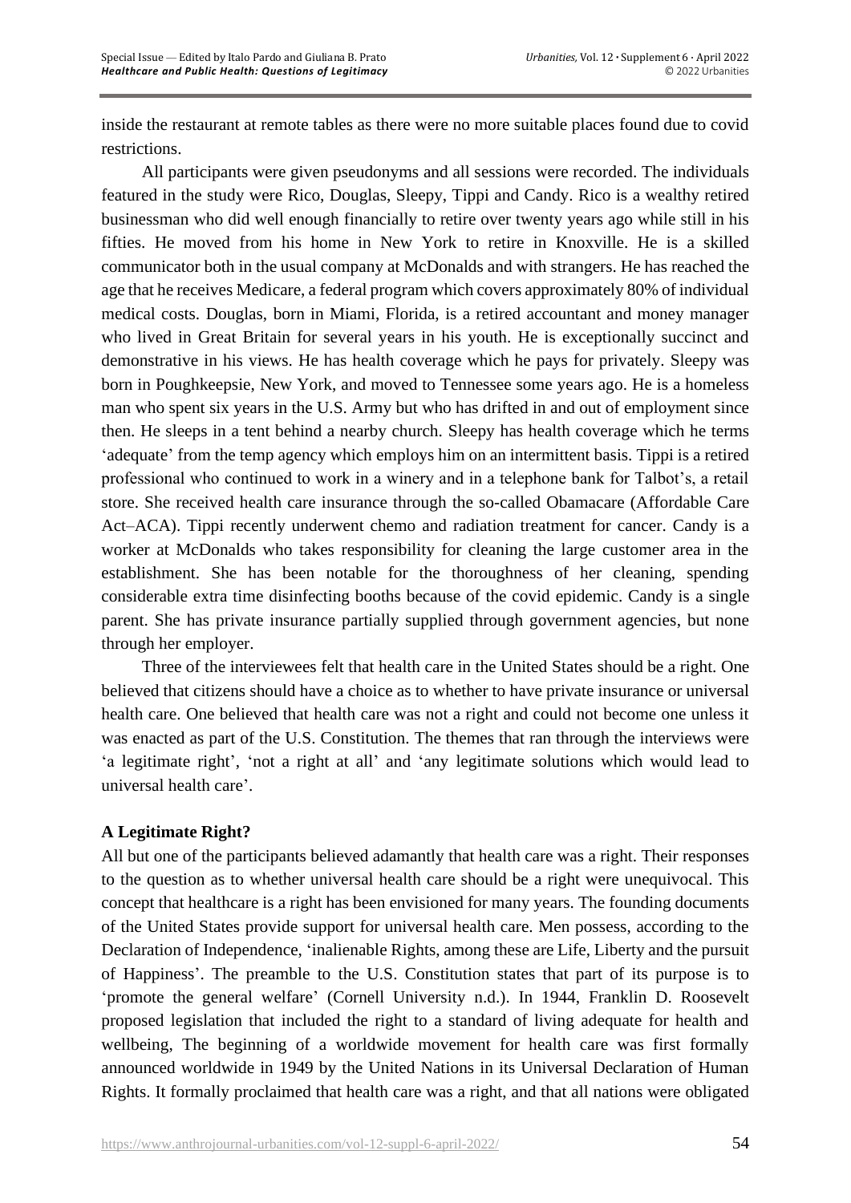inside the restaurant at remote tables as there were no more suitable places found due to covid restrictions.

All participants were given pseudonyms and all sessions were recorded. The individuals featured in the study were Rico, Douglas, Sleepy, Tippi and Candy. Rico is a wealthy retired businessman who did well enough financially to retire over twenty years ago while still in his fifties. He moved from his home in New York to retire in Knoxville. He is a skilled communicator both in the usual company at McDonalds and with strangers. He has reached the age that he receives Medicare, a federal program which covers approximately 80% of individual medical costs. Douglas, born in Miami, Florida, is a retired accountant and money manager who lived in Great Britain for several years in his youth. He is exceptionally succinct and demonstrative in his views. He has health coverage which he pays for privately. Sleepy was born in Poughkeepsie, New York, and moved to Tennessee some years ago. He is a homeless man who spent six years in the U.S. Army but who has drifted in and out of employment since then. He sleeps in a tent behind a nearby church. Sleepy has health coverage which he terms 'adequate' from the temp agency which employs him on an intermittent basis. Tippi is a retired professional who continued to work in a winery and in a telephone bank for Talbot's, a retail store. She received health care insurance through the so-called Obamacare (Affordable Care Act–ACA). Tippi recently underwent chemo and radiation treatment for cancer. Candy is a worker at McDonalds who takes responsibility for cleaning the large customer area in the establishment. She has been notable for the thoroughness of her cleaning, spending considerable extra time disinfecting booths because of the covid epidemic. Candy is a single parent. She has private insurance partially supplied through government agencies, but none through her employer.

Three of the interviewees felt that health care in the United States should be a right. One believed that citizens should have a choice as to whether to have private insurance or universal health care. One believed that health care was not a right and could not become one unless it was enacted as part of the U.S. Constitution. The themes that ran through the interviews were 'a legitimate right', 'not a right at all' and 'any legitimate solutions which would lead to universal health care'.

**A Legitimate Right?**

All but one of the participants believed adamantly that health care was a right. Their responses to the question as to whether universal health care should be a right were unequivocal. This concept that healthcare is a right has been envisioned for many years. The founding documents of the United States provide support for universal health care. Men possess, according to the Declaration of Independence, 'inalienable Rights, among these are Life, Liberty and the pursuit of Happiness'. The preamble to the U.S. Constitution states that part of its purpose is to 'promote the general welfare' (Cornell University n.d.). In 1944, Franklin D. Roosevelt proposed legislation that included the right to a standard of living adequate for health and wellbeing, The beginning of a worldwide movement for health care was first formally announced worldwide in 1949 by the United Nations in its Universal Declaration of Human Rights. It formally proclaimed that health care was a right, and that all nations were obligated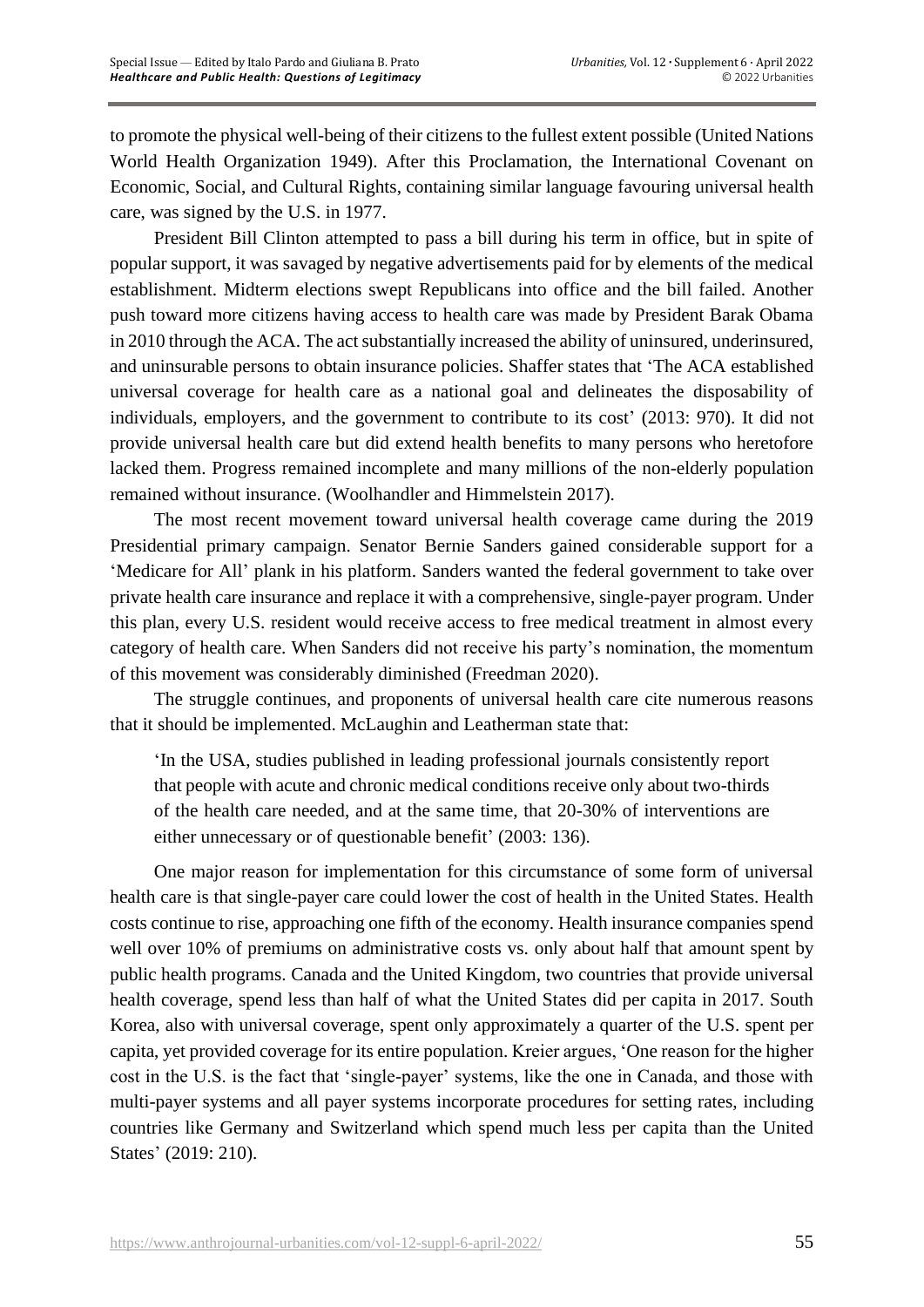to promote the physical well-being of their citizens to the fullest extent possible (United Nations World Health Organization 1949). After this Proclamation, the International Covenant on Economic, Social, and Cultural Rights, containing similar language favouring universal health care, was signed by the U.S. in 1977.

President Bill Clinton attempted to pass a bill during his term in office, but in spite of popular support, it was savaged by negative advertisements paid for by elements of the medical establishment. Midterm elections swept Republicans into office and the bill failed. Another push toward more citizens having access to health care was made by President Barak Obama in 2010 through the ACA. The act substantially increased the ability of uninsured, underinsured, and uninsurable persons to obtain insurance policies. Shaffer states that 'The ACA established universal coverage for health care as a national goal and delineates the disposability of individuals, employers, and the government to contribute to its cost' (2013: 970). It did not provide universal health care but did extend health benefits to many persons who heretofore lacked them. Progress remained incomplete and many millions of the non-elderly population remained without insurance. (Woolhandler and Himmelstein 2017).

The most recent movement toward universal health coverage came during the 2019 Presidential primary campaign. Senator Bernie Sanders gained considerable support for a 'Medicare for All' plank in his platform. Sanders wanted the federal government to take over private health care insurance and replace it with a comprehensive, single-payer program. Under this plan, every U.S. resident would receive access to free medical treatment in almost every category of health care. When Sanders did not receive his party's nomination, the momentum of this movement was considerably diminished (Freedman 2020).

The struggle continues, and proponents of universal health care cite numerous reasons that it should be implemented. McLaughin and Leatherman state that:

> 'In the USA, studies published in leading professional journals consistently report that people with acute and chronic medical conditions receive only about two-thirds of the health care needed, and at the same time, that 20-30% of interventions are either unnecessary or of questionable benefit' (2003: 136).

One major reason for implementation for this circumstance of some form of universal health care is that single-payer care could lower the cost of health in the United States. Health costs continue to rise, approaching one fifth of the economy. Health insurance companies spend well over 10% of premiums on administrative costs vs. only about half that amount spent by public health programs. Canada and the United Kingdom, two countries that provide universal health coverage, spend less than half of what the United States did per capita in 2017. South Korea, also with universal coverage, spent only approximately a quarter of the U.S. spent per capita, yet provided coverage for its entire population. Kreier argues, 'One reason for the higher cost in the U.S. is the fact that 'single-payer' systems, like the one in Canada, and those with multi-payer systems and all payer systems incorporate procedures for setting rates, including countries like Germany and Switzerland which spend much less per capita than the United States' (2019: 210).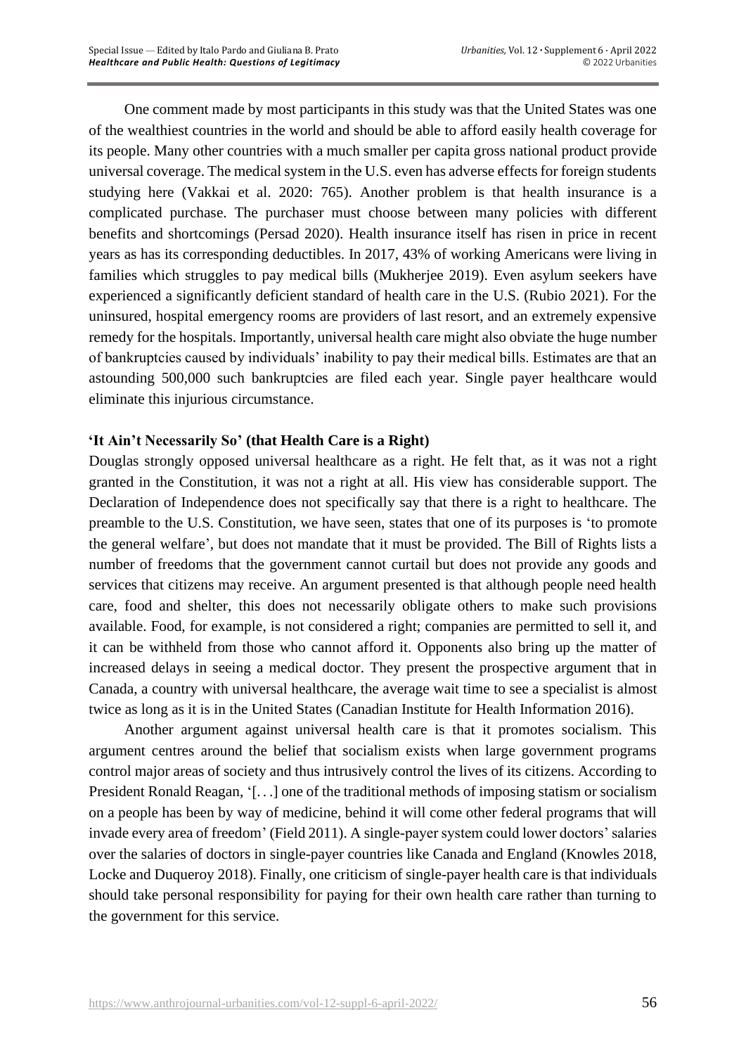One comment made by most participants in this study was that the United States was one of the wealthiest countries in the world and should be able to afford easily health coverage for its people. Many other countries with a much smaller per capita gross national product provide universal coverage. The medical system in the U.S. even has adverse effects for foreign students studying here (Vakkai et al. 2020: 765). Another problem is that health insurance is a complicated purchase. The purchaser must choose between many policies with different benefits and shortcomings (Persad 2020). Health insurance itself has risen in price in recent years as has its corresponding deductibles. In 2017, 43% of working Americans were living in families which struggles to pay medical bills (Mukherjee 2019). Even asylum seekers have experienced a significantly deficient standard of health care in the U.S. (Rubio 2021). For the uninsured, hospital emergency rooms are providers of last resort, and an extremely expensive remedy for the hospitals. Importantly, universal health care might also obviate the huge number of bankruptcies caused by individuals' inability to pay their medical bills. Estimates are that an astounding 500,000 such bankruptcies are filed each year. Single payer healthcare would eliminate this injurious circumstance.

**'It Ain't Necessarily So' (that Health Care is a Right)**

Douglas strongly opposed universal healthcare as a right. He felt that, as it was not a right granted in the Constitution, it was not a right at all. His view has considerable support. The Declaration of Independence does not specifically say that there is a right to healthcare. The preamble to the U.S. Constitution, we have seen, states that one of its purposes is 'to promote the general welfare', but does not mandate that it must be provided. The Bill of Rights lists a number of freedoms that the government cannot curtail but does not provide any goods and services that citizens may receive. An argument presented is that although people need health care, food and shelter, this does not necessarily obligate others to make such provisions available. Food, for example, is not considered a right; companies are permitted to sell it, and it can be withheld from those who cannot afford it. Opponents also bring up the matter of increased delays in seeing a medical doctor. They present the prospective argument that in Canada, a country with universal healthcare, the average wait time to see a specialist is almost twice as long as it is in the United States (Canadian Institute for Health Information 2016).

Another argument against universal health care is that it promotes socialism. This argument centres around the belief that socialism exists when large government programs control major areas of society and thus intrusively control the lives of its citizens. According to President Ronald Reagan, '[...] one of the traditional methods of imposing statism or socialism on a people has been by way of medicine, behind it will come other federal programs that will invade every area of freedom' (Field 2011). A single-payer system could lower doctors' salaries over the salaries of doctors in single-payer countries like Canada and England (Knowles 2018, Locke and Duqueroy 2018). Finally, one criticism of single-payer health care is that individuals should take personal responsibility for paying for their own health care rather than turning to the government for this service.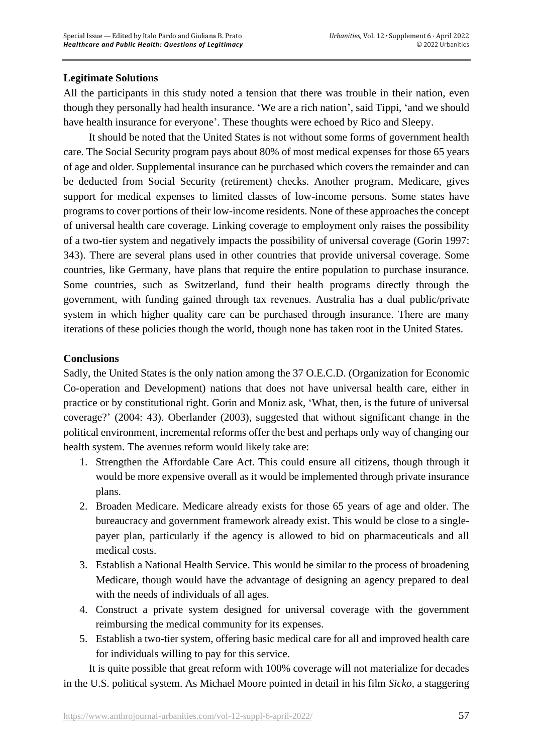## Legitimate Solutions

All the participants in this study noted a tension that there was trouble in their nation, even though they personally had health insurance. 'We are a rich nation', said Tippi, 'and we should have health insurance for everyone'. These thoughts were echoed by Rico and Sleepy.

It should be noted that the United States is not without some forms of government health care. The Social Security program pays about 80% of most medical expenses for those 65 years of age and older. Supplemental insurance can be purchased which covers the remainder and can be deducted from Social Security (retirement) checks. Another program, Medicare, gives support for medical expenses to limited classes of low-income persons. Some states have programs to cover portions of their low-income residents. None of these approaches the concept of universal health care coverage. Linking coverage to employment only raises the possibility of a two-tier system and negatively impacts the possibility of universal coverage (Gorin 1997: 343). There are several plans used in other countries that provide universal coverage. Some countries, like Germany, have plans that require the entire population to purchase insurance. Some countries, such as Switzerland, fund their health programs directly through the government, with funding gained through tax revenues. Australia has a dual public/private system in which higher quality care can be purchased through insurance. There are many iterations of these policies though the world, though none has taken root in the United States.

## Conclusions

Sadly, the United States is the only nation among the 37 O.E.C.D. (Organization for Economic Co-operation and Development) nations that does not have universal health care, either in practice or by constitutional right. Gorin and Moniz ask, 'What, then, is the future of universal coverage?' (2004: 43). Oberlander (2003), suggested that without significant change in the political environment, incremental reforms offer the best and perhaps only way of changing our health system. The avenues reform would likely take are:

1. Strengthen the Affordable Care Act. This could ensure all citizens, though through it would be more expensive overall as it would be implemented through private insurance plans.
2. Broaden Medicare. Medicare already exists for those 65 years of age and older. The bureaucracy and government framework already exist. This would be close to a single-payer plan, particularly if the agency is allowed to bid on pharmaceuticals and all medical costs.
3. Establish a National Health Service. This would be similar to the process of broadening Medicare, though would have the advantage of designing an agency prepared to deal with the needs of individuals of all ages.
4. Construct a private system designed for universal coverage with the government reimbursing the medical community for its expenses.
5. Establish a two-tier system, offering basic medical care for all and improved health care for individuals willing to pay for this service.

It is quite possible that great reform with 100% coverage will not materialize for decades in the U.S. political system. As Michael Moore pointed in detail in his film *Sicko*, a staggering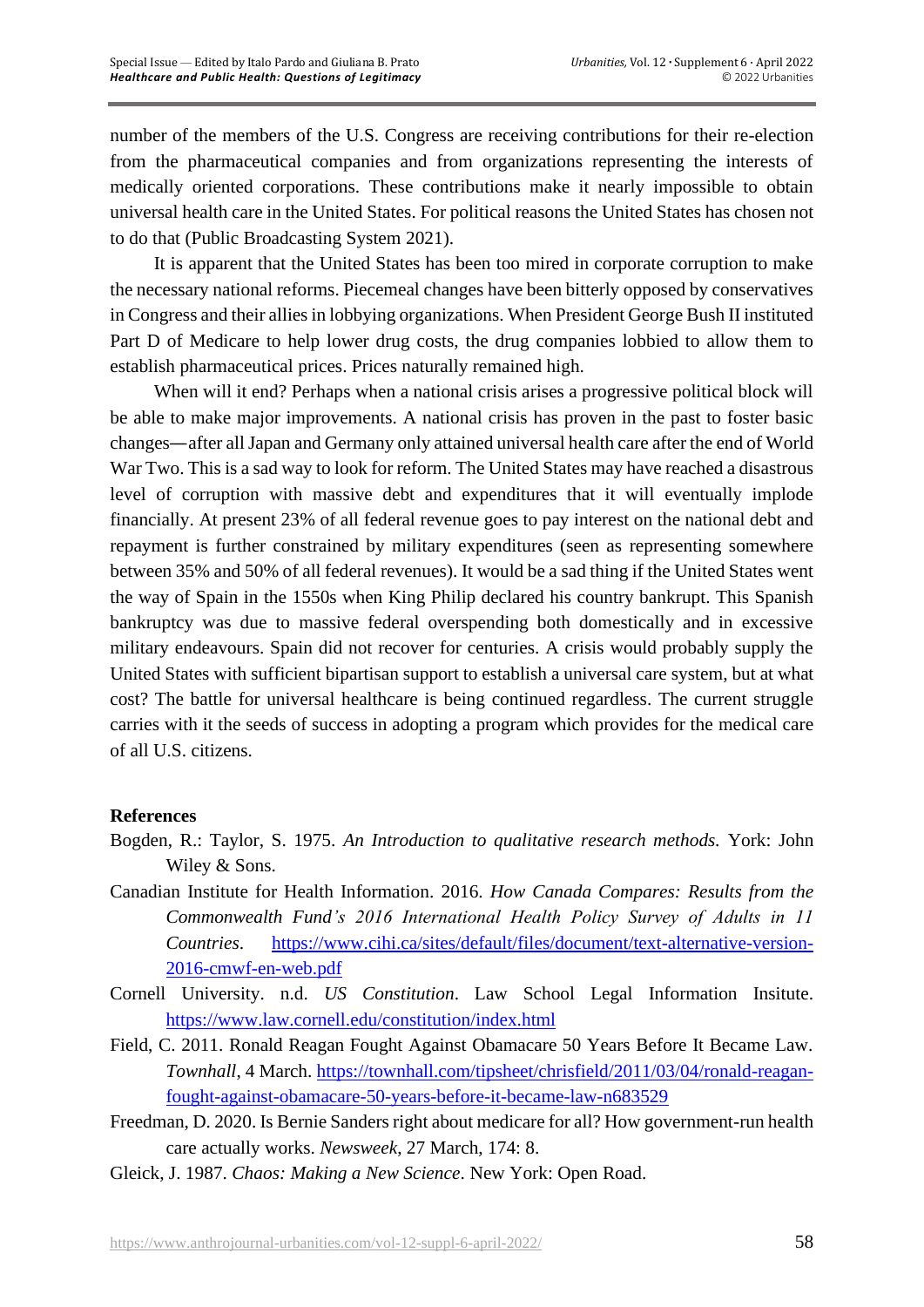number of the members of the U.S. Congress are receiving contributions for their re-election from the pharmaceutical companies and from organizations representing the interests of medically oriented corporations. These contributions make it nearly impossible to obtain universal health care in the United States. For political reasons the United States has chosen not to do that (Public Broadcasting System 2021).

It is apparent that the United States has been too mired in corporate corruption to make the necessary national reforms. Piecemeal changes have been bitterly opposed by conservatives in Congress and their allies in lobbying organizations. When President George Bush II instituted Part D of Medicare to help lower drug costs, the drug companies lobbied to allow them to establish pharmaceutical prices. Prices naturally remained high.

When will it end? Perhaps when a national crisis arises a progressive political block will be able to make major improvements. A national crisis has proven in the past to foster basic changes—after all Japan and Germany only attained universal health care after the end of World War Two. This is a sad way to look for reform. The United States may have reached a disastrous level of corruption with massive debt and expenditures that it will eventually implode financially. At present 23% of all federal revenue goes to pay interest on the national debt and repayment is further constrained by military expenditures (seen as representing somewhere between 35% and 50% of all federal revenues). It would be a sad thing if the United States went the way of Spain in the 1550s when King Philip declared his country bankrupt. This Spanish bankruptcy was due to massive federal overspending both domestically and in excessive military endeavours. Spain did not recover for centuries. A crisis would probably supply the United States with sufficient bipartisan support to establish a universal care system, but at what cost? The battle for universal healthcare is being continued regardless. The current struggle carries with it the seeds of success in adopting a program which provides for the medical care of all U.S. citizens.

## References

Bogden, R.: Taylor, S. 1975. *An Introduction to qualitative research methods.* York: John Wiley & Sons.

Canadian Institute for Health Information. 2016. *How Canada Compares: Results from the Commonwealth Fund's 2016 International Health Policy Survey of Adults in 11 Countries*. https://www.cihi.ca/sites/default/files/document/text-alternative-version-2016-cmwf-en-web.pdf

Cornell University. n.d. *US Constitution*. Law School Legal Information Insitute. https://www.law.cornell.edu/constitution/index.html

Field, C. 2011. Ronald Reagan Fought Against Obamacare 50 Years Before It Became Law. *Townhall*, 4 March. https://townhall.com/tipsheet/chrisfield/2011/03/04/ronald-reagan-fought-against-obamacare-50-years-before-it-became-law-n683529

Freedman, D. 2020. Is Bernie Sanders right about medicare for all? How government-run health care actually works. *Newsweek*, 27 March, 174: 8.

Gleick, J. 1987. *Chaos: Making a New Science*. New York: Open Road.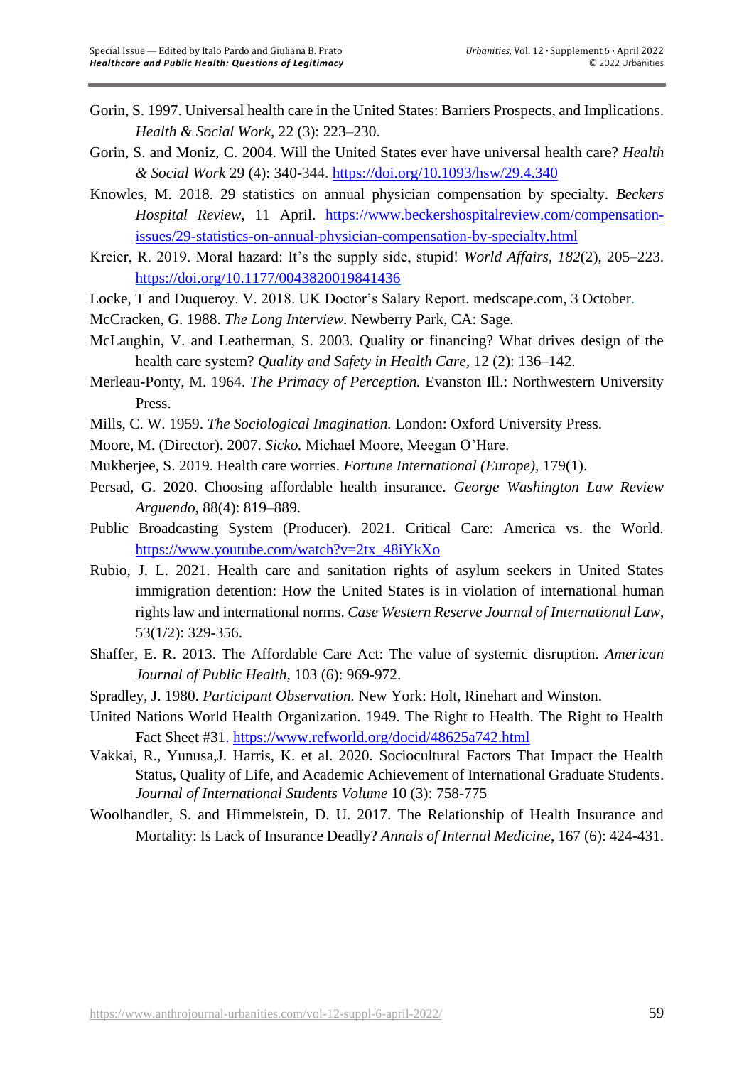Gorin, S. 1997. Universal health care in the United States: Barriers Prospects, and Implications. *Health & Social Work*, 22 (3): 223–230.

Gorin, S. and Moniz, C. 2004. Will the United States ever have universal health care? *Health & Social Work* 29 (4): 340-344. https://doi.org/10.1093/hsw/29.4.340

Knowles, M. 2018. 29 statistics on annual physician compensation by specialty. *Beckers Hospital Review*, 11 April. https://www.beckershospitalreview.com/compensation-issues/29-statistics-on-annual-physician-compensation-by-specialty.html

Kreier, R. 2019. Moral hazard: It's the supply side, stupid! *World Affairs*, *182*(2), 205–223. https://doi.org/10.1177/0043820019841436

Locke, T and Duqueroy. V. 2018. UK Doctor's Salary Report. medscape.com, 3 October.

McCracken, G. 1988. *The Long Interview*. Newberry Park, CA: Sage.

McLaughin, V. and Leatherman, S. 2003. Quality or financing? What drives design of the health care system? *Quality and Safety in Health Care*, 12 (2): 136–142.

Merleau-Ponty, M. 1964. *The Primacy of Perception.* Evanston Ill.: Northwestern University Press.

Mills, C. W. 1959. *The Sociological Imagination.* London: Oxford University Press.

Moore, M. (Director). 2007. *Sicko.* Michael Moore, Meegan O'Hare.

Mukherjee, S. 2019. Health care worries. *Fortune International (Europe)*, 179(1).

Persad, G. 2020. Choosing affordable health insurance. *George Washington Law Review Arguendo*, 88(4): 819–889.

Public Broadcasting System (Producer). 2021. Critical Care: America vs. the World. https://www.youtube.com/watch?v=2tx_48iYkXo

Rubio, J. L. 2021. Health care and sanitation rights of asylum seekers in United States immigration detention: How the United States is in violation of international human rights law and international norms. *Case Western Reserve Journal of International Law*, 53(1/2): 329-356.

Shaffer, E. R. 2013. The Affordable Care Act: The value of systemic disruption. *American Journal of Public Health*, 103 (6): 969-972.

Spradley, J. 1980. *Participant Observation.* New York: Holt, Rinehart and Winston.

United Nations World Health Organization. 1949. The Right to Health. The Right to Health Fact Sheet #31. https://www.refworld.org/docid/48625a742.html

Vakkai, R., Yunusa,J. Harris, K. et al. 2020. Sociocultural Factors That Impact the Health Status, Quality of Life, and Academic Achievement of International Graduate Students. *Journal of International Students Volume* 10 (3): 758-775

Woolhandler, S. and Himmelstein, D. U. 2017. The Relationship of Health Insurance and Mortality: Is Lack of Insurance Deadly? *Annals of Internal Medicine*, 167 (6): 424-431.